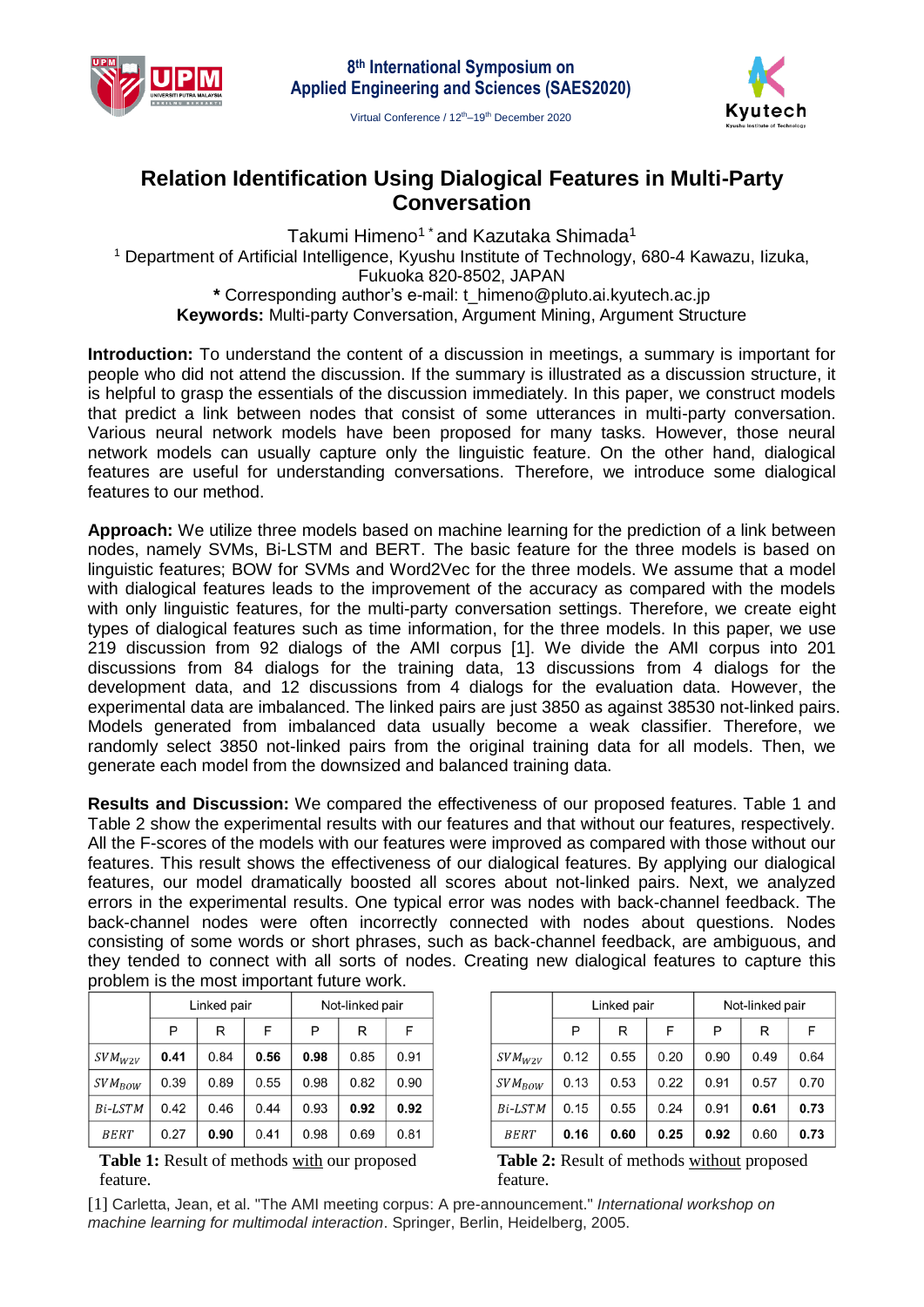# Relation Identification Using Dialogical Features in Multi-Party Conversation

Takumi Himeno[1*] and Kazutaka Shimada[1]

[1] Department of Artificial Intelligence, Kyushu Institute of Technology, 680-4 Kawazu, Iizuka, Fukuoka 820-8502, JAPAN

**\*** Corresponding author's e-mail: t_himeno@pluto.ai.kyutech.ac.jp

**Keywords:** Multi-party Conversation, Argument Mining, Argument Structure

**Introduction:** To understand the content of a discussion in meetings, a summary is important for people who did not attend the discussion. If the summary is illustrated as a discussion structure, it is helpful to grasp the essentials of the discussion immediately. In this paper, we construct models that predict a link between nodes that consist of some utterances in multi-party conversation. Various neural network models have been proposed for many tasks. However, those neural network models can usually capture only the linguistic feature. On the other hand, dialogical features are useful for understanding conversations. Therefore, we introduce some dialogical features to our method.

**Approach:** We utilize three models based on machine learning for the prediction of a link between nodes, namely SVMs, Bi-LSTM and BERT. The basic feature for the three models is based on linguistic features; BOW for SVMs and Word2Vec for the three models. We assume that a model with dialogical features leads to the improvement of the accuracy as compared with the models with only linguistic features, for the multi-party conversation settings. Therefore, we create eight types of dialogical features such as time information, for the three models. In this paper, we use 219 discussion from 92 dialogs of the AMI corpus [1]. We divide the AMI corpus into 201 discussions from 84 dialogs for the training data, 13 discussions from 4 dialogs for the development data, and 12 discussions from 4 dialogs for the evaluation data. However, the experimental data are imbalanced. The linked pairs are just 3850 as against 38530 not-linked pairs. Models generated from imbalanced data usually become a weak classifier. Therefore, we randomly select 3850 not-linked pairs from the original training data for all models. Then, we generate each model from the downsized and balanced training data.

**Results and Discussion:** We compared the effectiveness of our proposed features. Table 1 and Table 2 show the experimental results with our features and that without our features, respectively. All the F-scores of the models with our features were improved as compared with those without our features. This result shows the effectiveness of our dialogical features. By applying our dialogical features, our model dramatically boosted all scores about not-linked pairs. Next, we analyzed errors in the experimental results. One typical error was nodes with back-channel feedback. The back-channel nodes were often incorrectly connected with nodes about questions. Nodes consisting of some words or short phrases, such as back-channel feedback, are ambiguous, and they tended to connect with all sorts of nodes. Creating new dialogical features to capture this problem is the most important future work.

| | Linked pair | | | Not-linked pair | | |
|---|---|---|---|---|---|---|
| | P | R | F | P | R | F |
| $SVM_{W2V}$ | **0.41** | 0.84 | **0.56** | **0.98** | 0.85 | 0.91 |
| $SVM_{BOW}$ | 0.39 | 0.89 | 0.55 | 0.98 | 0.82 | 0.90 |
| $Bi\text{-}LSTM$ | 0.42 | 0.46 | 0.44 | 0.93 | **0.92** | **0.92** |
| $BERT$ | 0.27 | **0.90** | 0.41 | 0.98 | 0.69 | 0.81 |

**Table 1:** Result of methods with our proposed feature.

| | Linked pair | | | Not-linked pair | | |
|---|---|---|---|---|---|---|
| | P | R | F | P | R | F |
| $SVM_{W2V}$ | 0.12 | 0.55 | 0.20 | 0.90 | 0.49 | 0.64 |
| $SVM_{BOW}$ | 0.13 | 0.53 | 0.22 | 0.91 | 0.57 | 0.70 |
| $Bi\text{-}LSTM$ | 0.15 | 0.55 | 0.24 | 0.91 | **0.61** | **0.73** |
| $BERT$ | **0.16** | **0.60** | **0.25** | **0.92** | 0.60 | **0.73** |

**Table 2:** Result of methods without proposed feature.

[1] Carletta, Jean, et al. "The AMI meeting corpus: A pre-announcement." *International workshop on machine learning for multimodal interaction*. Springer, Berlin, Heidelberg, 2005.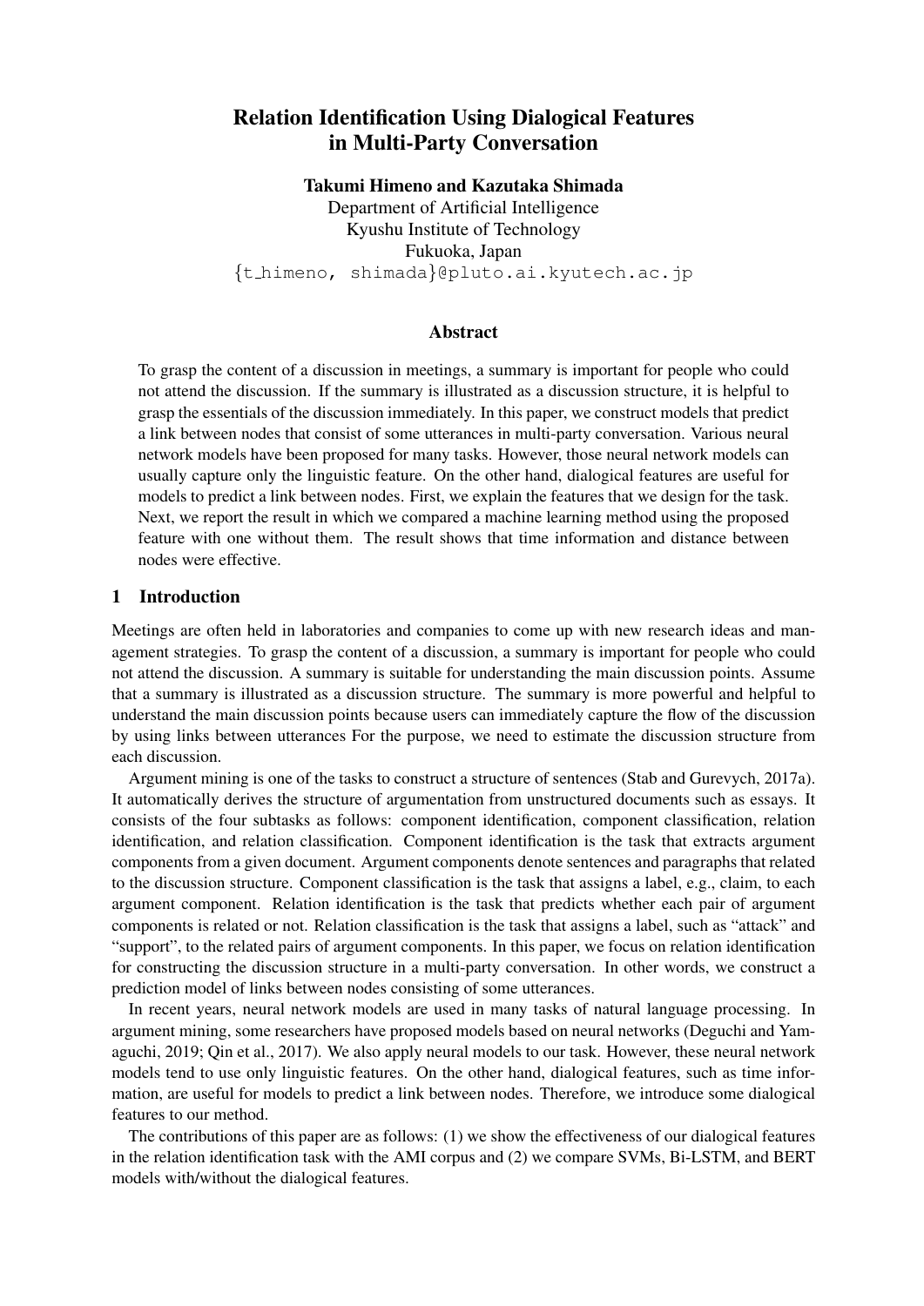# Relation Identification Using Dialogical Features in Multi-Party Conversation

**Takumi Himeno and Kazutaka Shimada**

Department of Artificial Intelligence
Kyushu Institute of Technology
Fukuoka, Japan
{t_himeno, shimada}@pluto.ai.kyutech.ac.jp

## Abstract

To grasp the content of a discussion in meetings, a summary is important for people who could not attend the discussion. If the summary is illustrated as a discussion structure, it is helpful to grasp the essentials of the discussion immediately. In this paper, we construct models that predict a link between nodes that consist of some utterances in multi-party conversation. Various neural network models have been proposed for many tasks. However, those neural network models can usually capture only the linguistic feature. On the other hand, dialogical features are useful for models to predict a link between nodes. First, we explain the features that we design for the task. Next, we report the result in which we compared a machine learning method using the proposed feature with one without them. The result shows that time information and distance between nodes were effective.

## 1 Introduction

Meetings are often held in laboratories and companies to come up with new research ideas and management strategies. To grasp the content of a discussion, a summary is important for people who could not attend the discussion. A summary is suitable for understanding the main discussion points. Assume that a summary is illustrated as a discussion structure. The summary is more powerful and helpful to understand the main discussion points because users can immediately capture the flow of the discussion by using links between utterances For the purpose, we need to estimate the discussion structure from each discussion.

Argument mining is one of the tasks to construct a structure of sentences (Stab and Gurevych, 2017a). It automatically derives the structure of argumentation from unstructured documents such as essays. It consists of the four subtasks as follows: component identification, component classification, relation identification, and relation classification. Component identification is the task that extracts argument components from a given document. Argument components denote sentences and paragraphs that related to the discussion structure. Component classification is the task that assigns a label, e.g., claim, to each argument component. Relation identification is the task that predicts whether each pair of argument components is related or not. Relation classification is the task that assigns a label, such as "attack" and "support", to the related pairs of argument components. In this paper, we focus on relation identification for constructing the discussion structure in a multi-party conversation. In other words, we construct a prediction model of links between nodes consisting of some utterances.

In recent years, neural network models are used in many tasks of natural language processing. In argument mining, some researchers have proposed models based on neural networks (Deguchi and Yamaguchi, 2019; Qin et al., 2017). We also apply neural models to our task. However, these neural network models tend to use only linguistic features. On the other hand, dialogical features, such as time information, are useful for models to predict a link between nodes. Therefore, we introduce some dialogical features to our method.

The contributions of this paper are as follows: (1) we show the effectiveness of our dialogical features in the relation identification task with the AMI corpus and (2) we compare SVMs, Bi-LSTM, and BERT models with/without the dialogical features.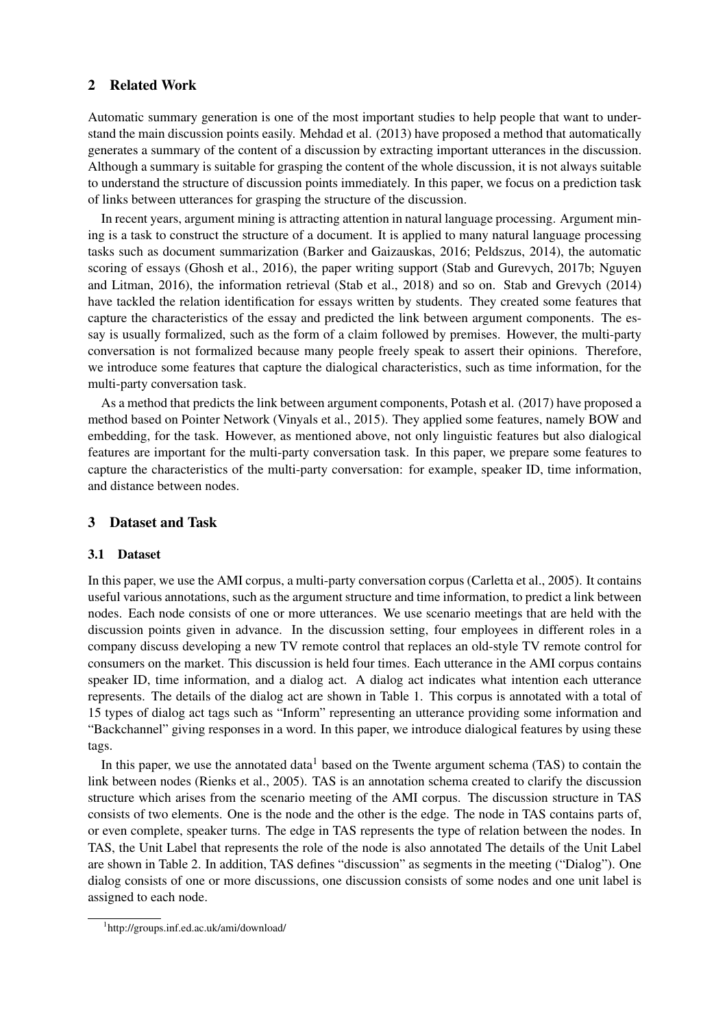## 2 Related Work

Automatic summary generation is one of the most important studies to help people that want to understand the main discussion points easily. Mehdad et al. (2013) have proposed a method that automatically generates a summary of the content of a discussion by extracting important utterances in the discussion. Although a summary is suitable for grasping the content of the whole discussion, it is not always suitable to understand the structure of discussion points immediately. In this paper, we focus on a prediction task of links between utterances for grasping the structure of the discussion.

In recent years, argument mining is attracting attention in natural language processing. Argument mining is a task to construct the structure of a document. It is applied to many natural language processing tasks such as document summarization (Barker and Gaizauskas, 2016; Peldszus, 2014), the automatic scoring of essays (Ghosh et al., 2016), the paper writing support (Stab and Gurevych, 2017b; Nguyen and Litman, 2016), the information retrieval (Stab et al., 2018) and so on. Stab and Grevych (2014) have tackled the relation identification for essays written by students. They created some features that capture the characteristics of the essay and predicted the link between argument components. The essay is usually formalized, such as the form of a claim followed by premises. However, the multi-party conversation is not formalized because many people freely speak to assert their opinions. Therefore, we introduce some features that capture the dialogical characteristics, such as time information, for the multi-party conversation task.

As a method that predicts the link between argument components, Potash et al. (2017) have proposed a method based on Pointer Network (Vinyals et al., 2015). They applied some features, namely BOW and embedding, for the task. However, as mentioned above, not only linguistic features but also dialogical features are important for the multi-party conversation task. In this paper, we prepare some features to capture the characteristics of the multi-party conversation: for example, speaker ID, time information, and distance between nodes.

## 3 Dataset and Task

### 3.1 Dataset

In this paper, we use the AMI corpus, a multi-party conversation corpus (Carletta et al., 2005). It contains useful various annotations, such as the argument structure and time information, to predict a link between nodes. Each node consists of one or more utterances. We use scenario meetings that are held with the discussion points given in advance. In the discussion setting, four employees in different roles in a company discuss developing a new TV remote control that replaces an old-style TV remote control for consumers on the market. This discussion is held four times. Each utterance in the AMI corpus contains speaker ID, time information, and a dialog act. A dialog act indicates what intention each utterance represents. The details of the dialog act are shown in Table 1. This corpus is annotated with a total of 15 types of dialog act tags such as "Inform" representing an utterance providing some information and "Backchannel" giving responses in a word. In this paper, we introduce dialogical features by using these tags.

In this paper, we use the annotated data[1] based on the Twente argument schema (TAS) to contain the link between nodes (Rienks et al., 2005). TAS is an annotation schema created to clarify the discussion structure which arises from the scenario meeting of the AMI corpus. The discussion structure in TAS consists of two elements. One is the node and the other is the edge. The node in TAS contains parts of, or even complete, speaker turns. The edge in TAS represents the type of relation between the nodes. In TAS, the Unit Label that represents the role of the node is also annotated The details of the Unit Label are shown in Table 2. In addition, TAS defines "discussion" as segments in the meeting ("Dialog"). One dialog consists of one or more discussions, one discussion consists of some nodes and one unit label is assigned to each node.

[1] http://groups.inf.ed.ac.uk/ami/download/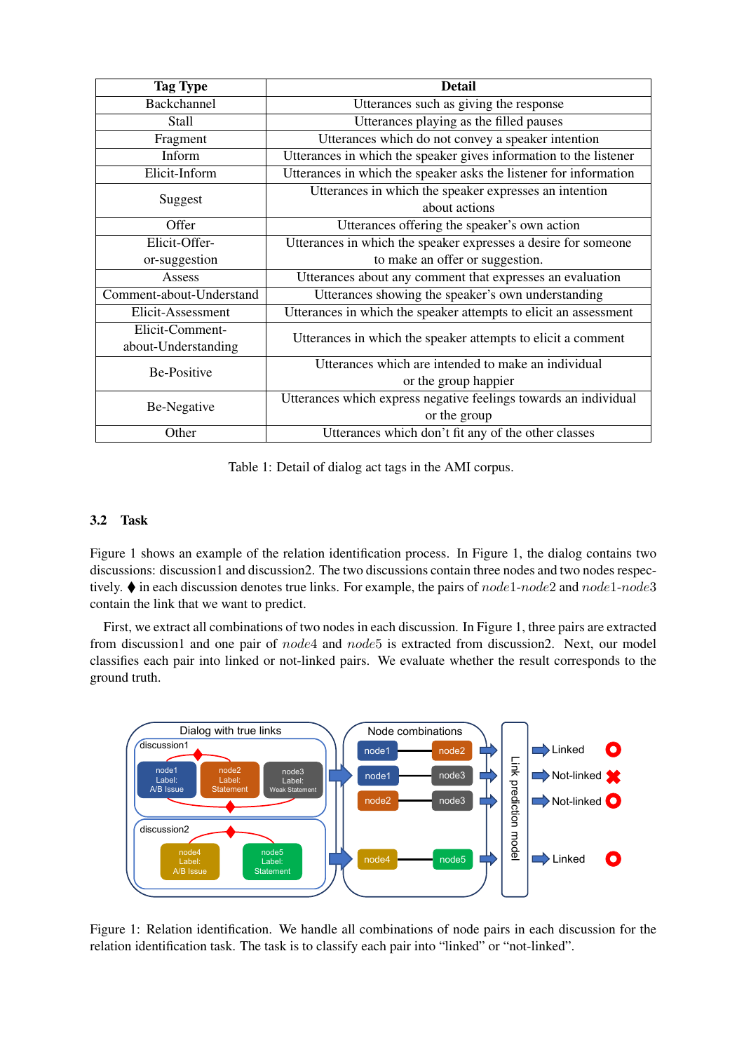| Tag Type | Detail |
|---|---|
| Backchannel | Utterances such as giving the response |
| Stall | Utterances playing as the filled pauses |
| Fragment | Utterances which do not convey a speaker intention |
| Inform | Utterances in which the speaker gives information to the listener |
| Elicit-Inform | Utterances in which the speaker asks the listener for information |
| Suggest | Utterances in which the speaker expresses an intention about actions |
| Offer | Utterances offering the speaker's own action |
| Elicit-Offer-or-suggestion | Utterances in which the speaker expresses a desire for someone to make an offer or suggestion. |
| Assess | Utterances about any comment that expresses an evaluation |
| Comment-about-Understand | Utterances showing the speaker's own understanding |
| Elicit-Assessment | Utterances in which the speaker attempts to elicit an assessment |
| Elicit-Comment-about-Understanding | Utterances in which the speaker attempts to elicit a comment |
| Be-Positive | Utterances which are intended to make an individual or the group happier |
| Be-Negative | Utterances which express negative feelings towards an individual or the group |
| Other | Utterances which don't fit any of the other classes |

Table 1: Detail of dialog act tags in the AMI corpus.

### 3.2 Task

Figure 1 shows an example of the relation identification process. In Figure 1, the dialog contains two discussions: discussion1 and discussion2. The two discussions contain three nodes and two nodes respectively. ⧫ in each discussion denotes true links. For example, the pairs of $node1$-$node2$ and $node1$-$node3$ contain the link that we want to predict.

First, we extract all combinations of two nodes in each discussion. In Figure 1, three pairs are extracted from discussion1 and one pair of $node4$ and $node5$ is extracted from discussion2. Next, our model classifies each pair into linked or not-linked pairs. We evaluate whether the result corresponds to the ground truth.

Figure 1: Relation identification. We handle all combinations of node pairs in each discussion for the relation identification task. The task is to classify each pair into "linked" or "not-linked".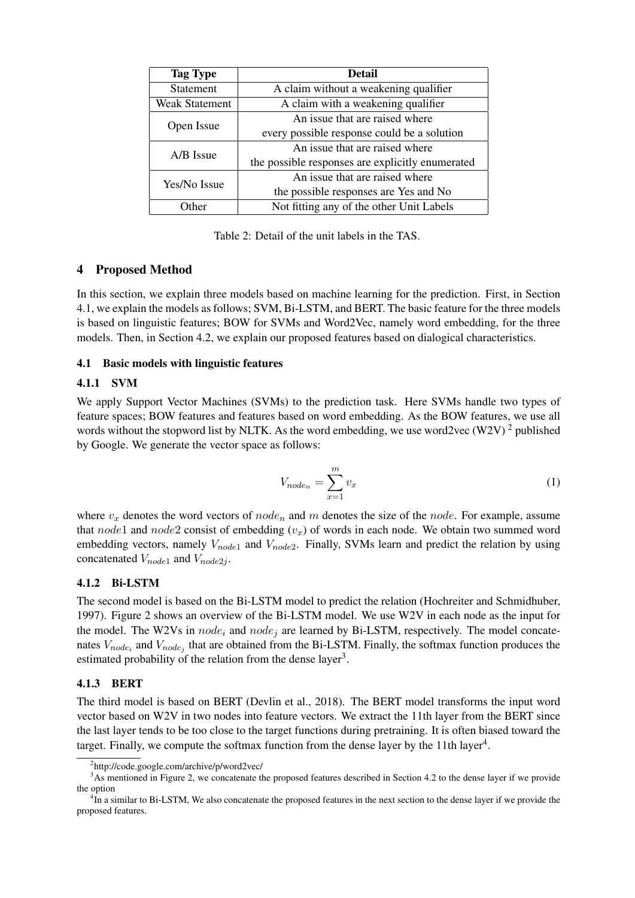| Tag Type | Detail |
|---|---|
| Statement | A claim without a weakening qualifier |
| Weak Statement | A claim with a weakening qualifier |
| Open Issue | An issue that are raised where every possible response could be a solution |
| A/B Issue | An issue that are raised where the possible responses are explicitly enumerated |
| Yes/No Issue | An issue that are raised where the possible responses are Yes and No |
| Other | Not fitting any of the other Unit Labels |

Table 2: Detail of the unit labels in the TAS.

## 4 Proposed Method

In this section, we explain three models based on machine learning for the prediction. First, in Section 4.1, we explain the models as follows; SVM, Bi-LSTM, and BERT. The basic feature for the three models is based on linguistic features; BOW for SVMs and Word2Vec, namely word embedding, for the three models. Then, in Section 4.2, we explain our proposed features based on dialogical characteristics.

### 4.1 Basic models with linguistic features

#### 4.1.1 SVM

We apply Support Vector Machines (SVMs) to the prediction task. Here SVMs handle two types of feature spaces; BOW features and features based on word embedding. As the BOW features, we use all words without the stopword list by NLTK. As the word embedding, we use word2vec (W2V) [2] published by Google. We generate the vector space as follows:

$$V_{node_n} = \sum_{x=1}^{m} v_x \tag{1}$$

where $v_x$ denotes the word vectors of $node_n$ and $m$ denotes the size of the $node$. For example, assume that $node1$ and $node2$ consist of embedding ($v_x$) of words in each node. We obtain two summed word embedding vectors, namely $V_{node1}$ and $V_{node2}$. Finally, SVMs learn and predict the relation by using concatenated $V_{node1}$ and $V_{node2j}$.

#### 4.1.2 Bi-LSTM

The second model is based on the Bi-LSTM model to predict the relation (Hochreiter and Schmidhuber, 1997). Figure 2 shows an overview of the Bi-LSTM model. We use W2V in each node as the input for the model. The W2Vs in $node_i$ and $node_j$ are learned by Bi-LSTM, respectively. The model concatenates $V_{node_i}$ and $V_{node_j}$ that are obtained from the Bi-LSTM. Finally, the softmax function produces the estimated probability of the relation from the dense layer[3].

#### 4.1.3 BERT

The third model is based on BERT (Devlin et al., 2018). The BERT model transforms the input word vector based on W2V in two nodes into feature vectors. We extract the 11th layer from the BERT since the last layer tends to be too close to the target functions during pretraining. It is often biased toward the target. Finally, we compute the softmax function from the dense layer by the 11th layer[4].

---

[2] http://code.google.com/archive/p/word2vec/

[3] As mentioned in Figure 2, we concatenate the proposed features described in Section 4.2 to the dense layer if we provide the option

[4] In a similar to Bi-LSTM, We also concatenate the proposed features in the next section to the dense layer if we provide the proposed features.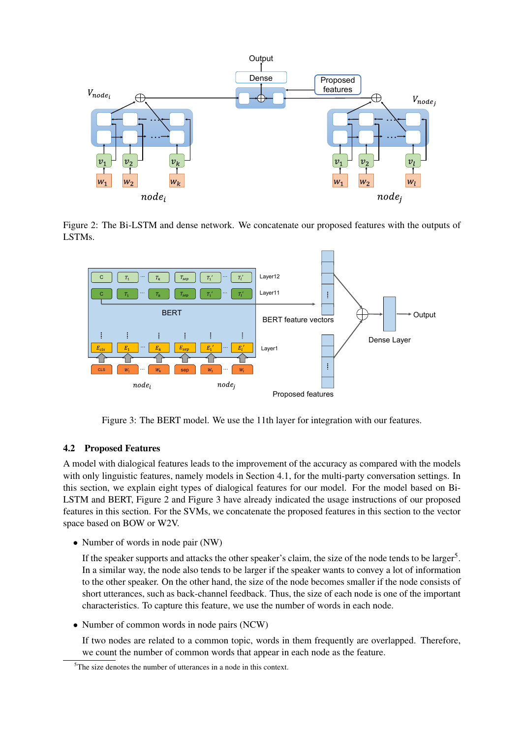Figure 2: The Bi-LSTM and dense network. We concatenate our proposed features with the outputs of LSTMs.

Figure 3: The BERT model. We use the 11th layer for integration with our features.

### 4.2 Proposed Features

A model with dialogical features leads to the improvement of the accuracy as compared with the models with only linguistic features, namely models in Section 4.1, for the multi-party conversation settings. In this section, we explain eight types of dialogical features for our model. For the model based on Bi-LSTM and BERT, Figure 2 and Figure 3 have already indicated the usage instructions of our proposed features in this section. For the SVMs, we concatenate the proposed features in this section to the vector space based on BOW or W2V.

- Number of words in node pair (NW)

  If the speaker supports and attacks the other speaker's claim, the size of the node tends to be larger[5]. In a similar way, the node also tends to be larger if the speaker wants to convey a lot of information to the other speaker. On the other hand, the size of the node becomes smaller if the node consists of short utterances, such as back-channel feedback. Thus, the size of each node is one of the important characteristics. To capture this feature, we use the number of words in each node.

- Number of common words in node pairs (NCW)

  If two nodes are related to a common topic, words in them frequently are overlapped. Therefore, we count the number of common words that appear in each node as the feature.

[5] The size denotes the number of utterances in a node in this context.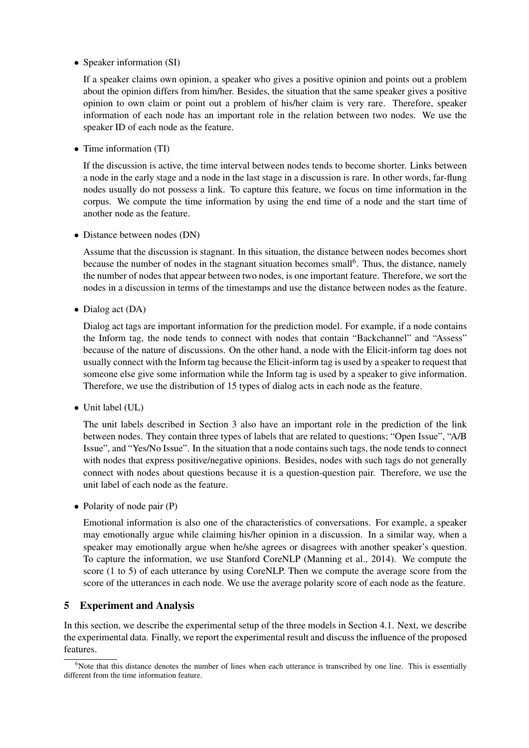- Speaker information (SI)

  If a speaker claims own opinion, a speaker who gives a positive opinion and points out a problem about the opinion differs from him/her. Besides, the situation that the same speaker gives a positive opinion to own claim or point out a problem of his/her claim is very rare. Therefore, speaker information of each node has an important role in the relation between two nodes. We use the speaker ID of each node as the feature.

- Time information (TI)

  If the discussion is active, the time interval between nodes tends to become shorter. Links between a node in the early stage and a node in the last stage in a discussion is rare. In other words, far-flung nodes usually do not possess a link. To capture this feature, we focus on time information in the corpus. We compute the time information by using the end time of a node and the start time of another node as the feature.

- Distance between nodes (DN)

  Assume that the discussion is stagnant. In this situation, the distance between nodes becomes short because the number of nodes in the stagnant situation becomes small[6]. Thus, the distance, namely the number of nodes that appear between two nodes, is one important feature. Therefore, we sort the nodes in a discussion in terms of the timestamps and use the distance between nodes as the feature.

- Dialog act (DA)

  Dialog act tags are important information for the prediction model. For example, if a node contains the Inform tag, the node tends to connect with nodes that contain "Backchannel" and "Assess" because of the nature of discussions. On the other hand, a node with the Elicit-inform tag does not usually connect with the Inform tag because the Elicit-inform tag is used by a speaker to request that someone else give some information while the Inform tag is used by a speaker to give information. Therefore, we use the distribution of 15 types of dialog acts in each node as the feature.

- Unit label (UL)

  The unit labels described in Section 3 also have an important role in the prediction of the link between nodes. They contain three types of labels that are related to questions; "Open Issue", "A/B Issue", and "Yes/No Issue". In the situation that a node contains such tags, the node tends to connect with nodes that express positive/negative opinions. Besides, nodes with such tags do not generally connect with nodes about questions because it is a question-question pair. Therefore, we use the unit label of each node as the feature.

- Polarity of node pair (P)

  Emotional information is also one of the characteristics of conversations. For example, a speaker may emotionally argue while claiming his/her opinion in a discussion. In a similar way, when a speaker may emotionally argue when he/she agrees or disagrees with another speaker's question. To capture the information, we use Stanford CoreNLP (Manning et al., 2014). We compute the score (1 to 5) of each utterance by using CoreNLP. Then we compute the average score from the score of the utterances in each node. We use the average polarity score of each node as the feature.

## 5 Experiment and Analysis

In this section, we describe the experimental setup of the three models in Section 4.1. Next, we describe the experimental data. Finally, we report the experimental result and discuss the influence of the proposed features.

[6] Note that this distance denotes the number of lines when each utterance is transcribed by one line. This is essentially different from the time information feature.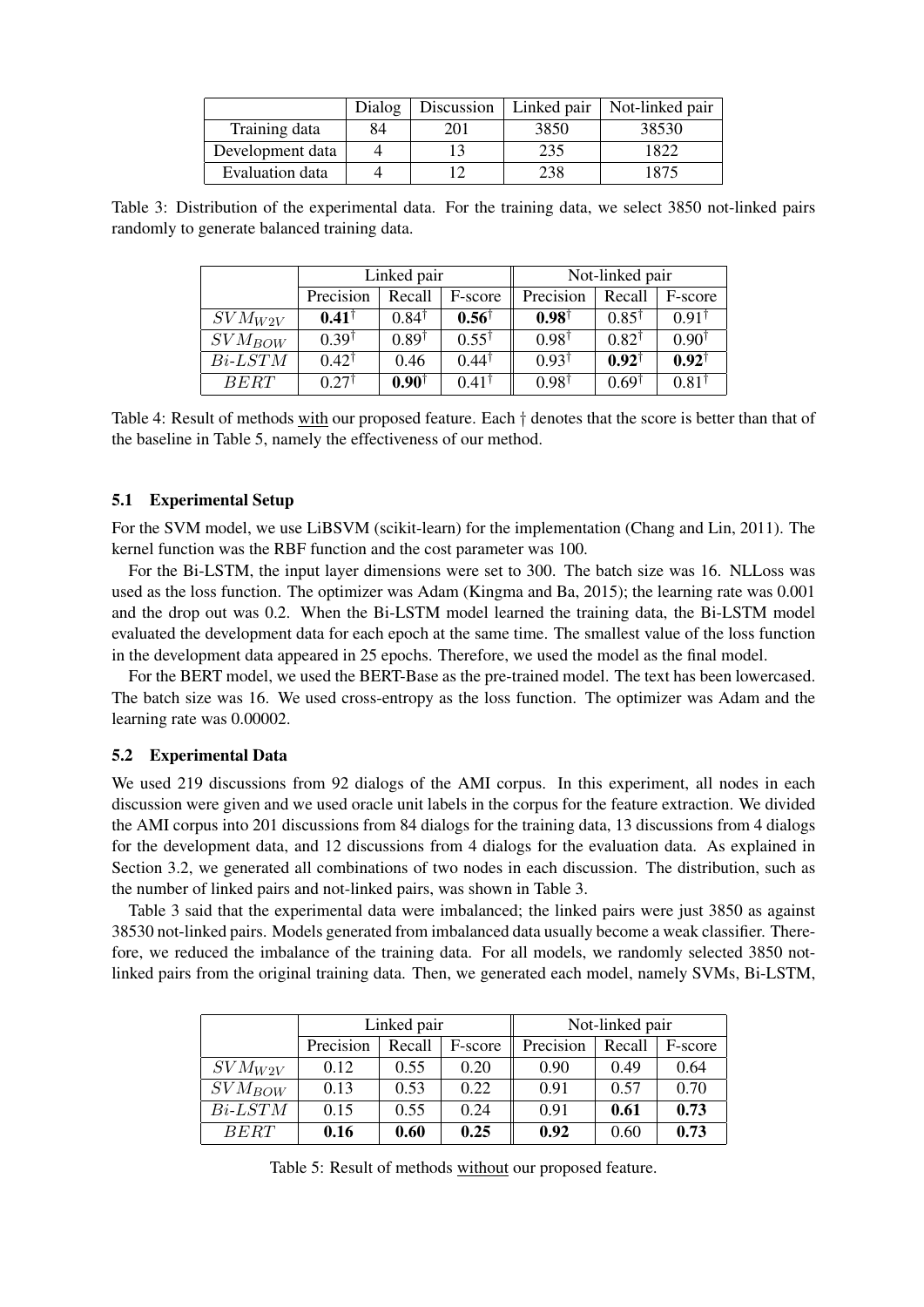| | Dialog | Discussion | Linked pair | Not-linked pair |
|---|---|---|---|---|
| Training data | 84 | 201 | 3850 | 38530 |
| Development data | 4 | 13 | 235 | 1822 |
| Evaluation data | 4 | 12 | 238 | 1875 |

Table 3: Distribution of the experimental data. For the training data, we select 3850 not-linked pairs randomly to generate balanced training data.

| | Linked pair | | | Not-linked pair | | |
|---|---|---|---|---|---|---|
| | Precision | Recall | F-score | Precision | Recall | F-score |
| $SVM_{W2V}$ | **0.41**† | 0.84† | **0.56**† | **0.98**† | 0.85† | 0.91† |
| $SVM_{BOW}$ | 0.39† | 0.89† | 0.55† | 0.98† | 0.82† | 0.90† |
| $Bi\text{-}LSTM$ | 0.42† | 0.46 | 0.44† | 0.93† | **0.92**† | **0.92**† |
| $BERT$ | 0.27† | **0.90**† | 0.41† | 0.98† | 0.69† | 0.81† |

Table 4: Result of methods with our proposed feature. Each † denotes that the score is better than that of the baseline in Table 5, namely the effectiveness of our method.

### 5.1 Experimental Setup

For the SVM model, we use LiBSVM (scikit-learn) for the implementation (Chang and Lin, 2011). The kernel function was the RBF function and the cost parameter was 100.

For the Bi-LSTM, the input layer dimensions were set to 300. The batch size was 16. NLLoss was used as the loss function. The optimizer was Adam (Kingma and Ba, 2015); the learning rate was 0.001 and the drop out was 0.2. When the Bi-LSTM model learned the training data, the Bi-LSTM model evaluated the development data for each epoch at the same time. The smallest value of the loss function in the development data appeared in 25 epochs. Therefore, we used the model as the final model.

For the BERT model, we used the BERT-Base as the pre-trained model. The text has been lowercased. The batch size was 16. We used cross-entropy as the loss function. The optimizer was Adam and the learning rate was 0.00002.

### 5.2 Experimental Data

We used 219 discussions from 92 dialogs of the AMI corpus. In this experiment, all nodes in each discussion were given and we used oracle unit labels in the corpus for the feature extraction. We divided the AMI corpus into 201 discussions from 84 dialogs for the training data, 13 discussions from 4 dialogs for the development data, and 12 discussions from 4 dialogs for the evaluation data. As explained in Section 3.2, we generated all combinations of two nodes in each discussion. The distribution, such as the number of linked pairs and not-linked pairs, was shown in Table 3.

Table 3 said that the experimental data were imbalanced; the linked pairs were just 3850 as against 38530 not-linked pairs. Models generated from imbalanced data usually become a weak classifier. Therefore, we reduced the imbalance of the training data. For all models, we randomly selected 3850 not-linked pairs from the original training data. Then, we generated each model, namely SVMs, Bi-LSTM,

| | Linked pair | | | Not-linked pair | | |
|---|---|---|---|---|---|---|
| | Precision | Recall | F-score | Precision | Recall | F-score |
| $SVM_{W2V}$ | 0.12 | 0.55 | 0.20 | 0.90 | 0.49 | 0.64 |
| $SVM_{BOW}$ | 0.13 | 0.53 | 0.22 | 0.91 | 0.57 | 0.70 |
| $Bi\text{-}LSTM$ | 0.15 | 0.55 | 0.24 | 0.91 | **0.61** | **0.73** |
| $BERT$ | **0.16** | **0.60** | **0.25** | **0.92** | 0.60 | **0.73** |

Table 5: Result of methods without our proposed feature.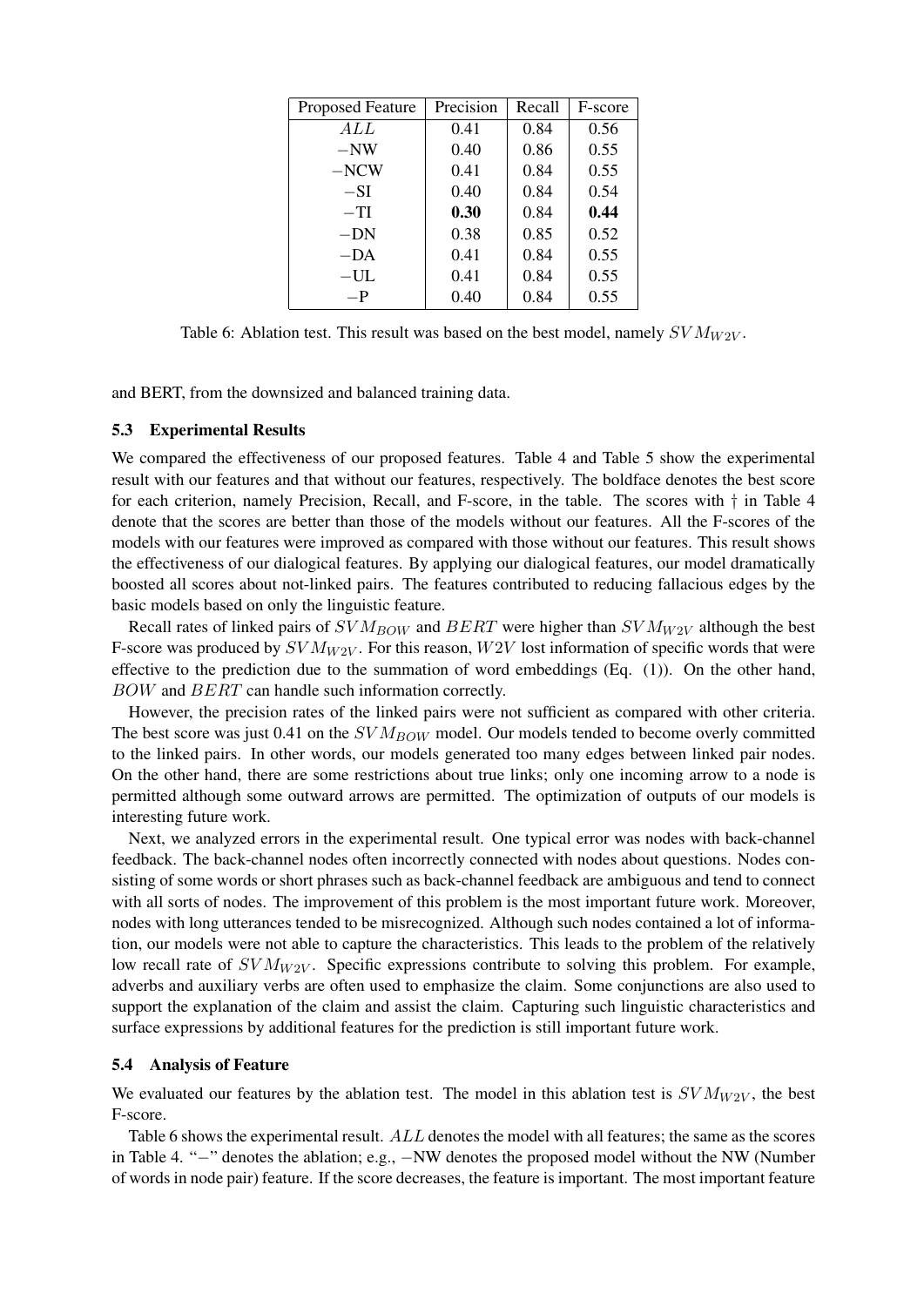| Proposed Feature | Precision | Recall | F-score |
| --- | --- | --- | --- |
| $ALL$ | 0.41 | 0.84 | 0.56 |
| −NW | 0.40 | 0.86 | 0.55 |
| −NCW | 0.41 | 0.84 | 0.55 |
| −SI | 0.40 | 0.84 | 0.54 |
| −TI | **0.30** | 0.84 | **0.44** |
| −DN | 0.38 | 0.85 | 0.52 |
| −DA | 0.41 | 0.84 | 0.55 |
| −UL | 0.41 | 0.84 | 0.55 |
| −P | 0.40 | 0.84 | 0.55 |

Table 6: Ablation test. This result was based on the best model, namely $SVM_{W2V}$.

and BERT, from the downsized and balanced training data.

### 5.3 Experimental Results

We compared the effectiveness of our proposed features. Table 4 and Table 5 show the experimental result with our features and that without our features, respectively. The boldface denotes the best score for each criterion, namely Precision, Recall, and F-score, in the table. The scores with † in Table 4 denote that the scores are better than those of the models without our features. All the F-scores of the models with our features were improved as compared with those without our features. This result shows the effectiveness of our dialogical features. By applying our dialogical features, our model dramatically boosted all scores about not-linked pairs. The features contributed to reducing fallacious edges by the basic models based on only the linguistic feature.

Recall rates of linked pairs of $SVM_{BOW}$ and $BERT$ were higher than $SVM_{W2V}$ although the best F-score was produced by $SVM_{W2V}$. For this reason, $W2V$ lost information of specific words that were effective to the prediction due to the summation of word embeddings (Eq. (1)). On the other hand, $BOW$ and $BERT$ can handle such information correctly.

However, the precision rates of the linked pairs were not sufficient as compared with other criteria. The best score was just 0.41 on the $SVM_{BOW}$ model. Our models tended to become overly committed to the linked pairs. In other words, our models generated too many edges between linked pair nodes. On the other hand, there are some restrictions about true links; only one incoming arrow to a node is permitted although some outward arrows are permitted. The optimization of outputs of our models is interesting future work.

Next, we analyzed errors in the experimental result. One typical error was nodes with back-channel feedback. The back-channel nodes often incorrectly connected with nodes about questions. Nodes consisting of some words or short phrases such as back-channel feedback are ambiguous and tend to connect with all sorts of nodes. The improvement of this problem is the most important future work. Moreover, nodes with long utterances tended to be misrecognized. Although such nodes contained a lot of information, our models were not able to capture the characteristics. This leads to the problem of the relatively low recall rate of $SVM_{W2V}$. Specific expressions contribute to solving this problem. For example, adverbs and auxiliary verbs are often used to emphasize the claim. Some conjunctions are also used to support the explanation of the claim and assist the claim. Capturing such linguistic characteristics and surface expressions by additional features for the prediction is still important future work.

### 5.4 Analysis of Feature

We evaluated our features by the ablation test. The model in this ablation test is $SVM_{W2V}$, the best F-score.

Table 6 shows the experimental result. $ALL$ denotes the model with all features; the same as the scores in Table 4. "−" denotes the ablation; e.g., −NW denotes the proposed model without the NW (Number of words in node pair) feature. If the score decreases, the feature is important. The most important feature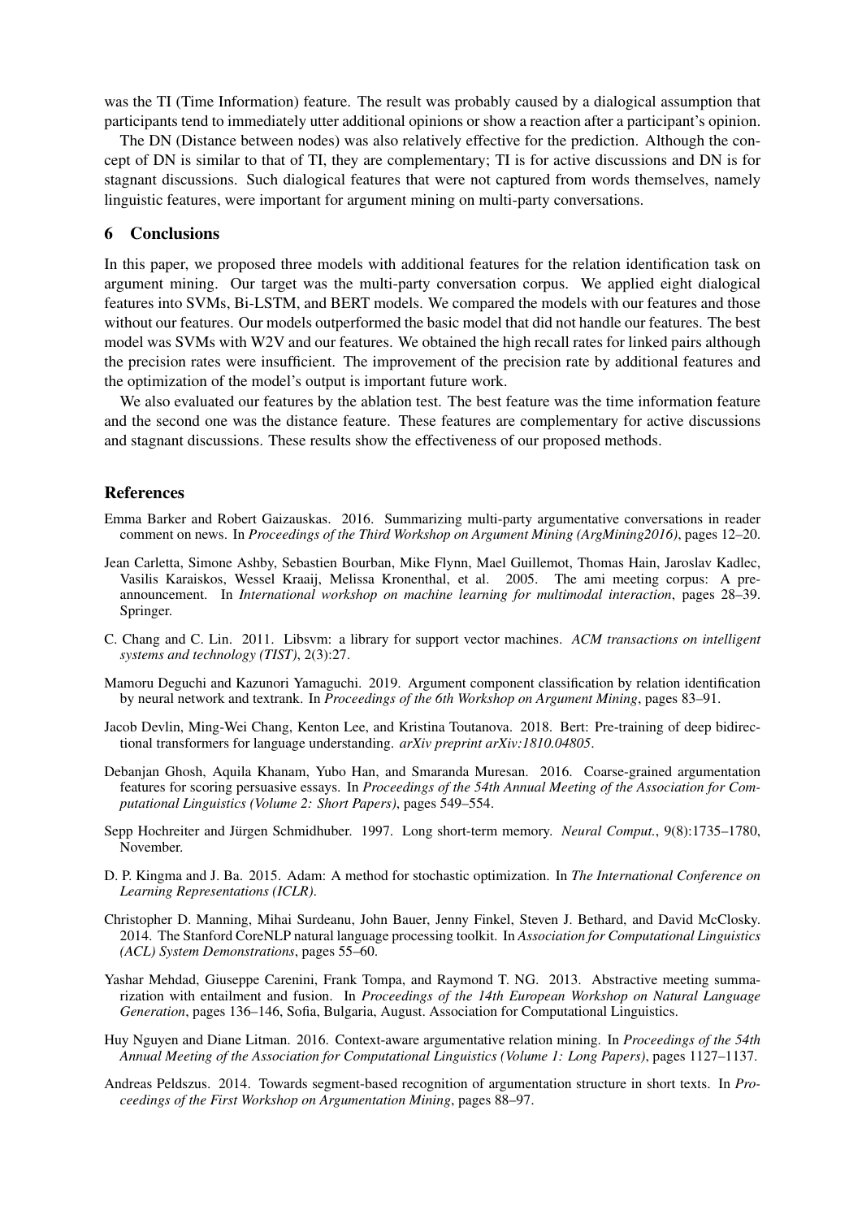was the TI (Time Information) feature. The result was probably caused by a dialogical assumption that participants tend to immediately utter additional opinions or show a reaction after a participant's opinion.

The DN (Distance between nodes) was also relatively effective for the prediction. Although the concept of DN is similar to that of TI, they are complementary; TI is for active discussions and DN is for stagnant discussions. Such dialogical features that were not captured from words themselves, namely linguistic features, were important for argument mining on multi-party conversations.

## 6 Conclusions

In this paper, we proposed three models with additional features for the relation identification task on argument mining. Our target was the multi-party conversation corpus. We applied eight dialogical features into SVMs, Bi-LSTM, and BERT models. We compared the models with our features and those without our features. Our models outperformed the basic model that did not handle our features. The best model was SVMs with W2V and our features. We obtained the high recall rates for linked pairs although the precision rates were insufficient. The improvement of the precision rate by additional features and the optimization of the model's output is important future work.

We also evaluated our features by the ablation test. The best feature was the time information feature and the second one was the distance feature. These features are complementary for active discussions and stagnant discussions. These results show the effectiveness of our proposed methods.

## References

Emma Barker and Robert Gaizauskas. 2016. Summarizing multi-party argumentative conversations in reader comment on news. In *Proceedings of the Third Workshop on Argument Mining (ArgMining2016)*, pages 12–20.

Jean Carletta, Simone Ashby, Sebastien Bourban, Mike Flynn, Mael Guillemot, Thomas Hain, Jaroslav Kadlec, Vasilis Karaiskos, Wessel Kraaij, Melissa Kronenthal, et al. 2005. The ami meeting corpus: A pre-announcement. In *International workshop on machine learning for multimodal interaction*, pages 28–39. Springer.

C. Chang and C. Lin. 2011. Libsvm: a library for support vector machines. *ACM transactions on intelligent systems and technology (TIST)*, 2(3):27.

Mamoru Deguchi and Kazunori Yamaguchi. 2019. Argument component classification by relation identification by neural network and textrank. In *Proceedings of the 6th Workshop on Argument Mining*, pages 83–91.

Jacob Devlin, Ming-Wei Chang, Kenton Lee, and Kristina Toutanova. 2018. Bert: Pre-training of deep bidirectional transformers for language understanding. *arXiv preprint arXiv:1810.04805*.

Debanjan Ghosh, Aquila Khanam, Yubo Han, and Smaranda Muresan. 2016. Coarse-grained argumentation features for scoring persuasive essays. In *Proceedings of the 54th Annual Meeting of the Association for Computational Linguistics (Volume 2: Short Papers)*, pages 549–554.

Sepp Hochreiter and Jürgen Schmidhuber. 1997. Long short-term memory. *Neural Comput.*, 9(8):1735–1780, November.

D. P. Kingma and J. Ba. 2015. Adam: A method for stochastic optimization. In *The International Conference on Learning Representations (ICLR)*.

Christopher D. Manning, Mihai Surdeanu, John Bauer, Jenny Finkel, Steven J. Bethard, and David McClosky. 2014. The Stanford CoreNLP natural language processing toolkit. In *Association for Computational Linguistics (ACL) System Demonstrations*, pages 55–60.

Yashar Mehdad, Giuseppe Carenini, Frank Tompa, and Raymond T. NG. 2013. Abstractive meeting summarization with entailment and fusion. In *Proceedings of the 14th European Workshop on Natural Language Generation*, pages 136–146, Sofia, Bulgaria, August. Association for Computational Linguistics.

Huy Nguyen and Diane Litman. 2016. Context-aware argumentative relation mining. In *Proceedings of the 54th Annual Meeting of the Association for Computational Linguistics (Volume 1: Long Papers)*, pages 1127–1137.

Andreas Peldszus. 2014. Towards segment-based recognition of argumentation structure in short texts. In *Proceedings of the First Workshop on Argumentation Mining*, pages 88–97.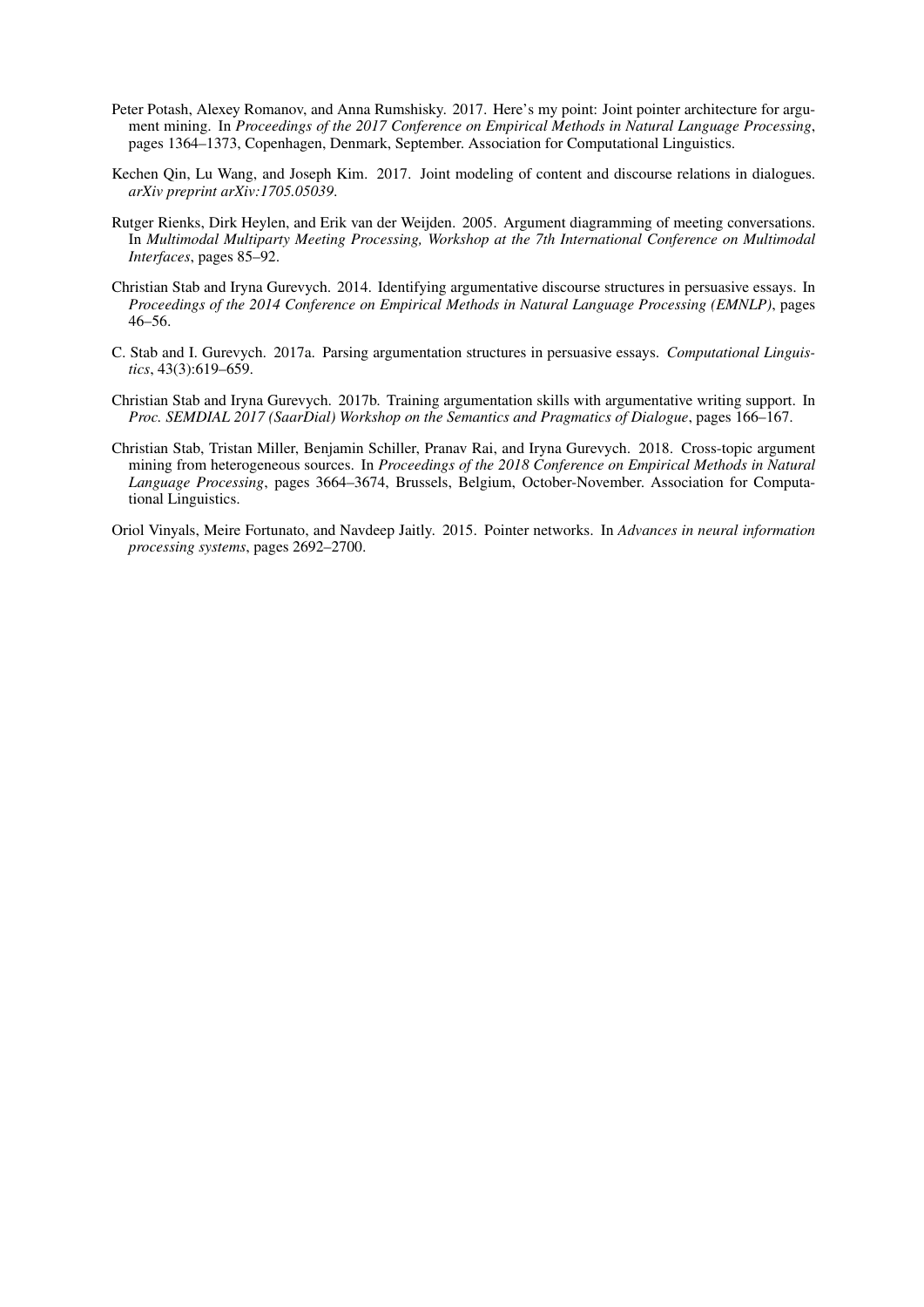Peter Potash, Alexey Romanov, and Anna Rumshisky. 2017. Here's my point: Joint pointer architecture for argument mining. In *Proceedings of the 2017 Conference on Empirical Methods in Natural Language Processing*, pages 1364–1373, Copenhagen, Denmark, September. Association for Computational Linguistics.

Kechen Qin, Lu Wang, and Joseph Kim. 2017. Joint modeling of content and discourse relations in dialogues. *arXiv preprint arXiv:1705.05039*.

Rutger Rienks, Dirk Heylen, and Erik van der Weijden. 2005. Argument diagramming of meeting conversations. In *Multimodal Multiparty Meeting Processing, Workshop at the 7th International Conference on Multimodal Interfaces*, pages 85–92.

Christian Stab and Iryna Gurevych. 2014. Identifying argumentative discourse structures in persuasive essays. In *Proceedings of the 2014 Conference on Empirical Methods in Natural Language Processing (EMNLP)*, pages 46–56.

C. Stab and I. Gurevych. 2017a. Parsing argumentation structures in persuasive essays. *Computational Linguistics*, 43(3):619–659.

Christian Stab and Iryna Gurevych. 2017b. Training argumentation skills with argumentative writing support. In *Proc. SEMDIAL 2017 (SaarDial) Workshop on the Semantics and Pragmatics of Dialogue*, pages 166–167.

Christian Stab, Tristan Miller, Benjamin Schiller, Pranav Rai, and Iryna Gurevych. 2018. Cross-topic argument mining from heterogeneous sources. In *Proceedings of the 2018 Conference on Empirical Methods in Natural Language Processing*, pages 3664–3674, Brussels, Belgium, October-November. Association for Computational Linguistics.

Oriol Vinyals, Meire Fortunato, and Navdeep Jaitly. 2015. Pointer networks. In *Advances in neural information processing systems*, pages 2692–2700.